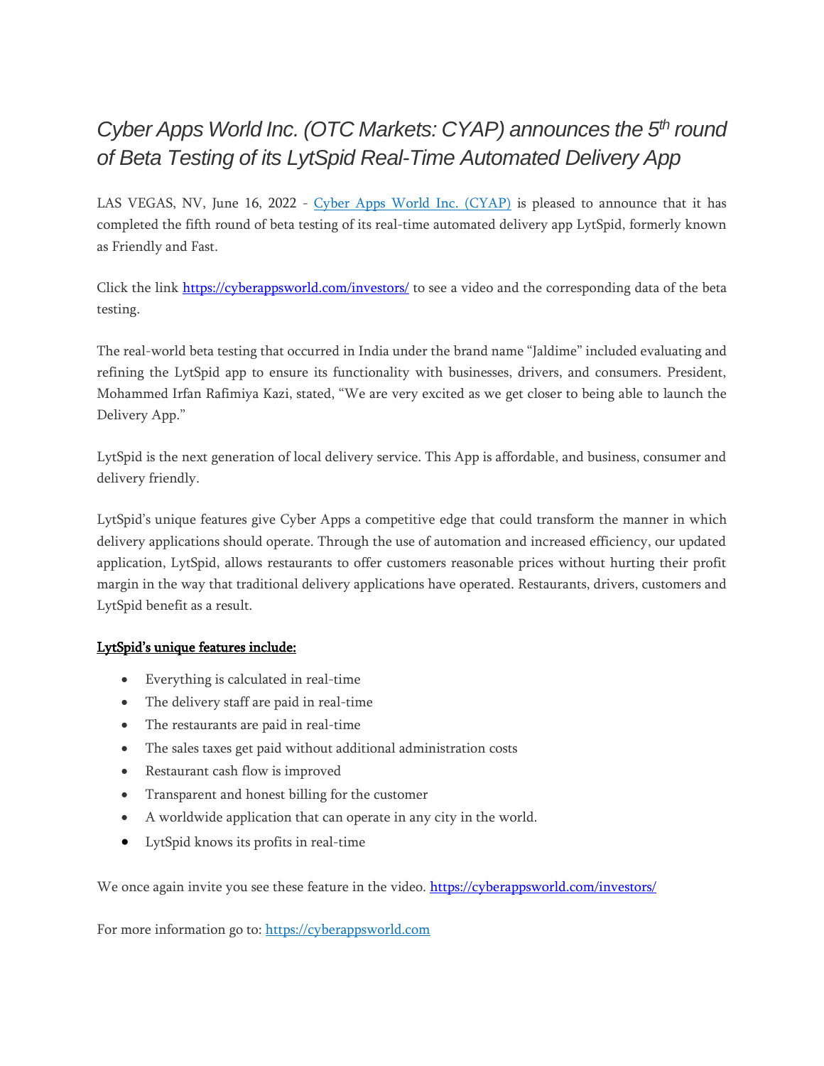# *Cyber Apps World Inc. (OTC Markets: CYAP) announces the 5th round of Beta Testing of its LytSpid Real-Time Automated Delivery App*

LAS VEGAS, NV, June 16, 2022 - [Cyber Apps World Inc. (CYAP)]() is pleased to announce that it has completed the fifth round of beta testing of its real-time automated delivery app LytSpid, formerly known as Friendly and Fast.

Click the link [https://cyberappsworld.com/investors/](https://cyberappsworld.com/investors/) to see a video and the corresponding data of the beta testing.

The real-world beta testing that occurred in India under the brand name "Jaldime" included evaluating and refining the LytSpid app to ensure its functionality with businesses, drivers, and consumers. President, Mohammed Irfan Rafimiya Kazi, stated, "We are very excited as we get closer to being able to launch the Delivery App."

LytSpid is the next generation of local delivery service. This App is affordable, and business, consumer and delivery friendly.

LytSpid's unique features give Cyber Apps a competitive edge that could transform the manner in which delivery applications should operate. Through the use of automation and increased efficiency, our updated application, LytSpid, allows restaurants to offer customers reasonable prices without hurting their profit margin in the way that traditional delivery applications have operated. Restaurants, drivers, customers and LytSpid benefit as a result.

**LytSpid's unique features include:**

- Everything is calculated in real-time
- The delivery staff are paid in real-time
- The restaurants are paid in real-time
- The sales taxes get paid without additional administration costs
- Restaurant cash flow is improved
- Transparent and honest billing for the customer
- A worldwide application that can operate in any city in the world.
- LytSpid knows its profits in real-time

We once again invite you see these feature in the video. [https://cyberappsworld.com/investors/](https://cyberappsworld.com/investors/)

For more information go to: [https://cyberappsworld.com](https://cyberappsworld.com)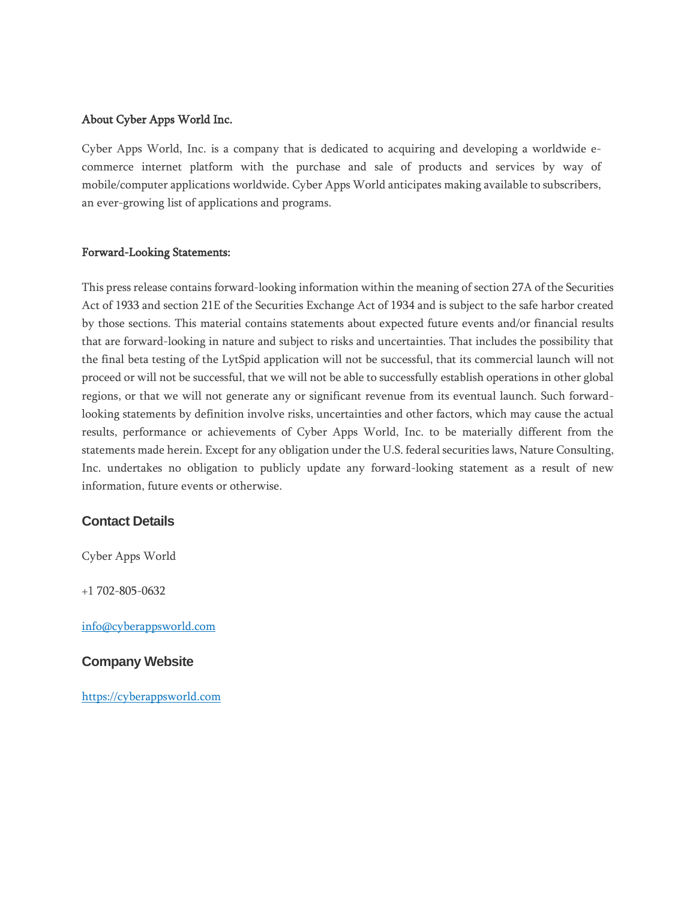**About Cyber Apps World Inc.**

Cyber Apps World, Inc. is a company that is dedicated to acquiring and developing a worldwide e-commerce internet platform with the purchase and sale of products and services by way of mobile/computer applications worldwide. Cyber Apps World anticipates making available to subscribers, an ever-growing list of applications and programs.

**Forward-Looking Statements:**

This press release contains forward-looking information within the meaning of section 27A of the Securities Act of 1933 and section 21E of the Securities Exchange Act of 1934 and is subject to the safe harbor created by those sections. This material contains statements about expected future events and/or financial results that are forward-looking in nature and subject to risks and uncertainties. That includes the possibility that the final beta testing of the LytSpid application will not be successful, that its commercial launch will not proceed or will not be successful, that we will not be able to successfully establish operations in other global regions, or that we will not generate any or significant revenue from its eventual launch. Such forward-looking statements by definition involve risks, uncertainties and other factors, which may cause the actual results, performance or achievements of Cyber Apps World, Inc. to be materially different from the statements made herein. Except for any obligation under the U.S. federal securities laws, Nature Consulting, Inc. undertakes no obligation to publicly update any forward-looking statement as a result of new information, future events or otherwise.

## Contact Details

Cyber Apps World

+1 702-805-0632

info@cyberappsworld.com

## Company Website

https://cyberappsworld.com